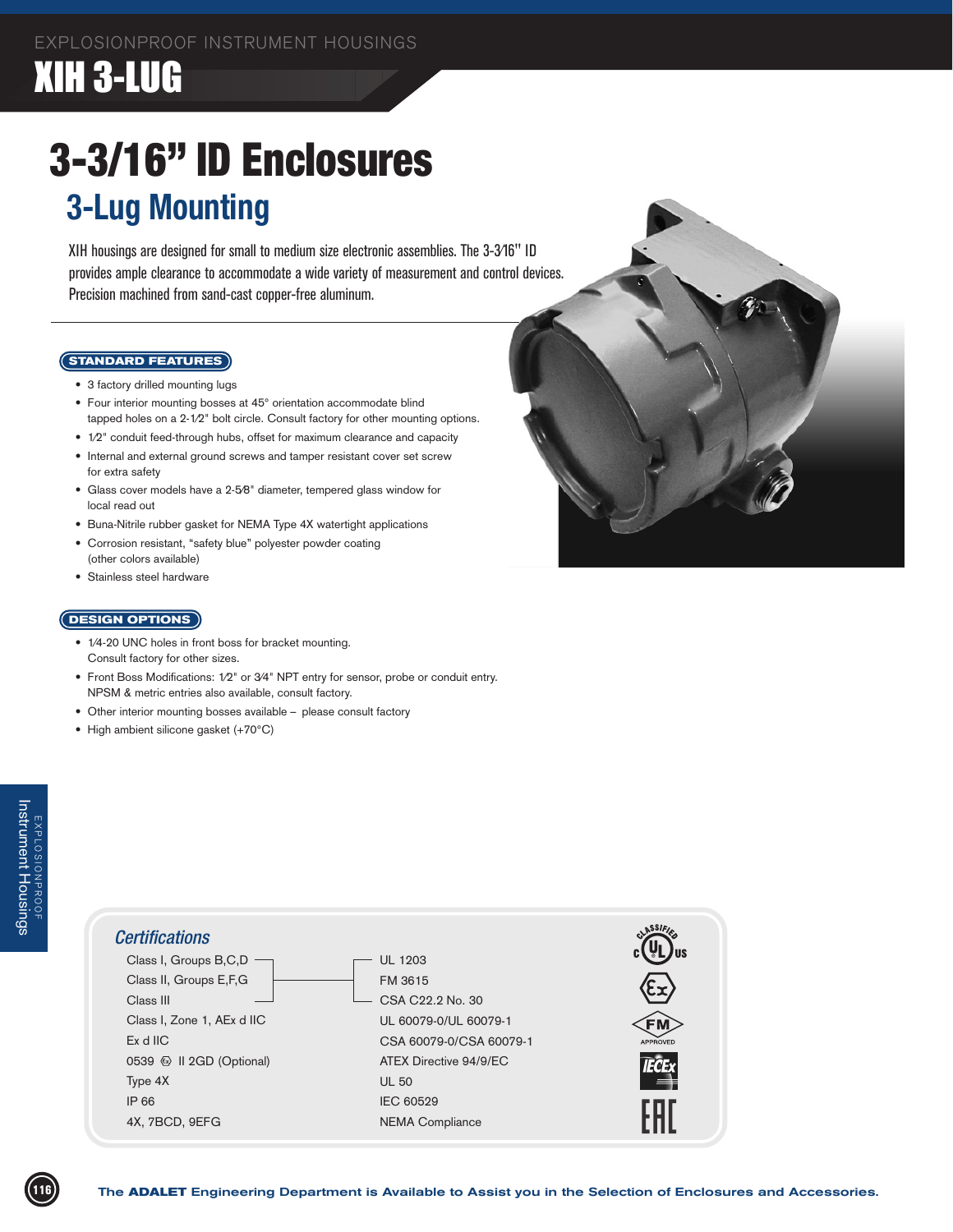EXPLOSIONPROOF INSTRUMENT HOUSINGS

# XIH 3-LUG

# 3-3/16" ID Enclosures

## 3-Lug Mounting

XIH housings are designed for small to medium size electronic assemblies. The 3-3⁄16" ID provides ample clearance to accommodate a wide variety of measurement and control devices. Precision machined from sand-cast copper-free aluminum.

### STANDARD FEATURES

- 3 factory drilled mounting lugs
- Four interior mounting bosses at 45° orientation accommodate blind tapped holes on a 2-1⁄2" bolt circle. Consult factory for other mounting options.
- 1⁄2" conduit feed-through hubs, offset for maximum clearance and capacity
- Internal and external ground screws and tamper resistant cover set screw for extra safety
- Glass cover models have a 2-5⁄8" diameter, tempered glass window for local read out
- Buna-Nitrile rubber gasket for NEMA Type 4X watertight applications
- Corrosion resistant, "safety blue" polyester powder coating (other colors available)
- Stainless steel hardware

### DESIGN OPTIONS

- 1⁄4-20 UNC holes in front boss for bracket mounting. Consult factory for other sizes.
- Front Boss Modifications: 1⁄2" or 3⁄4" NPT entry for sensor, probe or conduit entry. NPSM & metric entries also available, consult factory.
- Other interior mounting bosses available – please consult factory
- High ambient silicone gasket (+70°C)

### *Certifications*

| Rating | Standard |
|---|---|
| Class I, Groups B,C,D<br>Class II, Groups E,F,G<br>Class III | UL 1203<br>FM 3615<br>CSA C22.2 No. 30 |
| Class I, Zone 1, AEx d IIC | UL 60079-0/UL 60079-1 |
| Ex d IIC | CSA 60079-0/CSA 60079-1 |
| 0539 Ex II 2GD (Optional) | ATEX Directive 94/9/EC |
| Type 4X | UL 50 |
| IP 66 | IEC 60529 |
| 4X, 7BCD, 9EFG | NEMA Compliance |

The **ADALET** Engineering Department is Available to Assist you in the Selection of Enclosures and Accessories.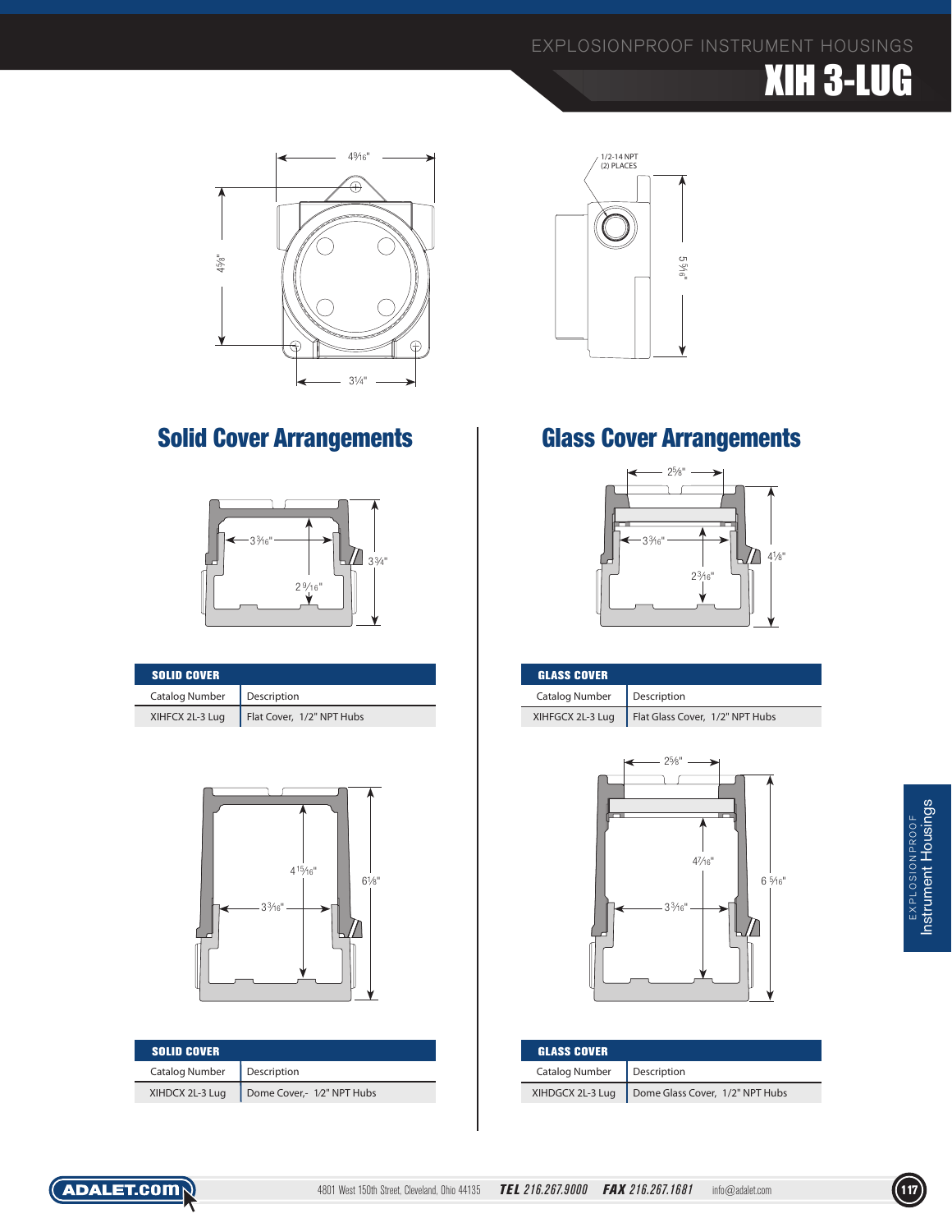EXPLOSIONPROOF INSTRUMENT HOUSINGS

# XIH 3-LUG

4⁹⁄₁₆"

4⅝"

3¼"

1/2-14 NPT
(2) PLACES

5⁵⁄₁₆"

## Solid Cover Arrangements

3³⁄₁₆"

3¾"

2⁹⁄₁₆"

| SOLID COVER | |
|---|---|
| Catalog Number | Description |
| XIHFCX 2L-3 Lug | Flat Cover, 1/2" NPT Hubs |

4¹⁵⁄₁₆"

6⅛"

3³⁄₁₆"

| SOLID COVER | |
|---|---|
| Catalog Number | Description |
| XIHDCX 2L-3 Lug | Dome Cover,- 1⁄2" NPT Hubs |

## Glass Cover Arrangements

2⅝"

3³⁄₁₆"

4⅛"

2³⁄₁₆"

| GLASS COVER | |
|---|---|
| Catalog Number | Description |
| XIHFGCX 2L-3 Lug | Flat Glass Cover, 1/2" NPT Hubs |

2⅝"

4⁷⁄₁₆"

6⁵⁄₁₆"

3³⁄₁₆"

| GLASS COVER | |
|---|---|
| Catalog Number | Description |
| XIHDGCX 2L-3 Lug | Dome Glass Cover, 1/2" NPT Hubs |

EXPLOSIONPROOF Instrument Housings

ADALET.COM 4801 West 150th Street, Cleveland, Ohio 44135 **TEL** 216.267.9000 **FAX** 216.267.1681 info@adalet.com